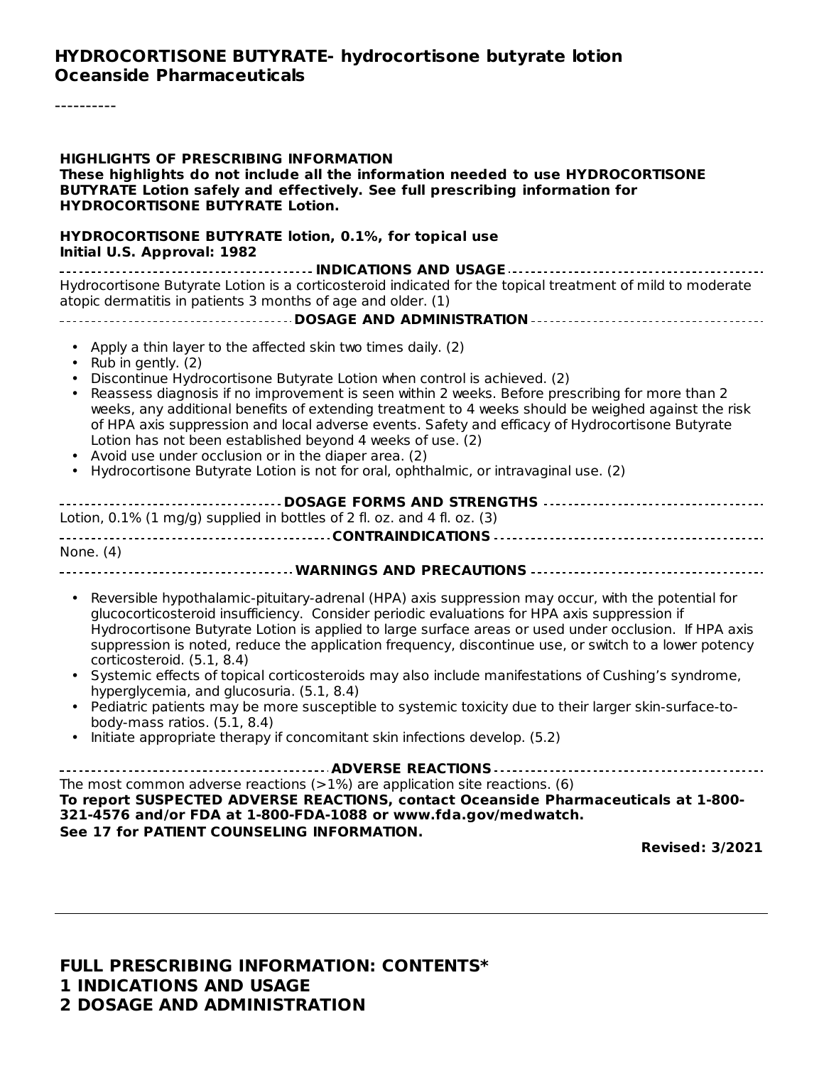# HYDROCORTISONE BUTYRATE- hydrocortisone butyrate lotion
**Oceanside Pharmaceuticals**

----------

**HIGHLIGHTS OF PRESCRIBING INFORMATION**
**These highlights do not include all the information needed to use HYDROCORTISONE BUTYRATE Lotion safely and effectively. See full prescribing information for HYDROCORTISONE BUTYRATE Lotion.**

**HYDROCORTISONE BUTYRATE lotion, 0.1%, for topical use**
**Initial U.S. Approval: 1982**

**INDICATIONS AND USAGE**

Hydrocortisone Butyrate Lotion is a corticosteroid indicated for the topical treatment of mild to moderate atopic dermatitis in patients 3 months of age and older. (1)

**DOSAGE AND ADMINISTRATION**

- Apply a thin layer to the affected skin two times daily. (2)
- Rub in gently. (2)
- Discontinue Hydrocortisone Butyrate Lotion when control is achieved. (2)
- Reassess diagnosis if no improvement is seen within 2 weeks. Before prescribing for more than 2 weeks, any additional benefits of extending treatment to 4 weeks should be weighed against the risk of HPA axis suppression and local adverse events. Safety and efficacy of Hydrocortisone Butyrate Lotion has not been established beyond 4 weeks of use. (2)
- Avoid use under occlusion or in the diaper area. (2)
- Hydrocortisone Butyrate Lotion is not for oral, ophthalmic, or intravaginal use. (2)

**DOSAGE FORMS AND STRENGTHS**

Lotion, 0.1% (1 mg/g) supplied in bottles of 2 fl. oz. and 4 fl. oz. (3)

**CONTRAINDICATIONS**

None. (4)

**WARNINGS AND PRECAUTIONS**

- Reversible hypothalamic-pituitary-adrenal (HPA) axis suppression may occur, with the potential for glucocorticosteroid insufficiency. Consider periodic evaluations for HPA axis suppression if Hydrocortisone Butyrate Lotion is applied to large surface areas or used under occlusion. If HPA axis suppression is noted, reduce the application frequency, discontinue use, or switch to a lower potency corticosteroid. (5.1, 8.4)
- Systemic effects of topical corticosteroids may also include manifestations of Cushing's syndrome, hyperglycemia, and glucosuria. (5.1, 8.4)
- Pediatric patients may be more susceptible to systemic toxicity due to their larger skin-surface-to-body-mass ratios. (5.1, 8.4)
- Initiate appropriate therapy if concomitant skin infections develop. (5.2)

**ADVERSE REACTIONS**

The most common adverse reactions (>1%) are application site reactions. (6)
**To report SUSPECTED ADVERSE REACTIONS, contact Oceanside Pharmaceuticals at 1-800-321-4576 and/or FDA at 1-800-FDA-1088 or www.fda.gov/medwatch.**
**See 17 for PATIENT COUNSELING INFORMATION.**

**Revised: 3/2021**

---

## FULL PRESCRIBING INFORMATION: CONTENTS*
## 1 INDICATIONS AND USAGE
## 2 DOSAGE AND ADMINISTRATION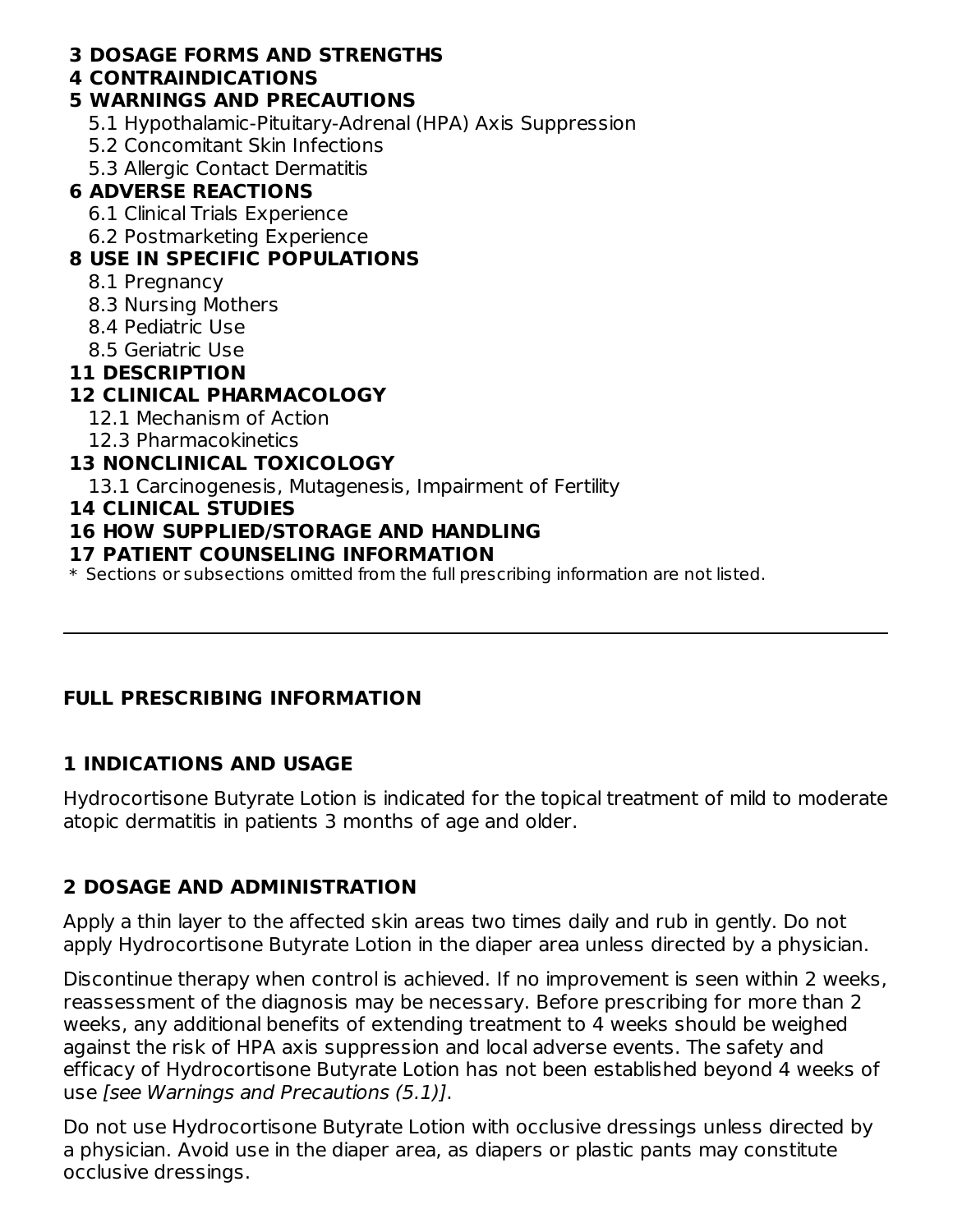**3 DOSAGE FORMS AND STRENGTHS**
**4 CONTRAINDICATIONS**
**5 WARNINGS AND PRECAUTIONS**
- 5.1 Hypothalamic-Pituitary-Adrenal (HPA) Axis Suppression
- 5.2 Concomitant Skin Infections
- 5.3 Allergic Contact Dermatitis

**6 ADVERSE REACTIONS**
- 6.1 Clinical Trials Experience
- 6.2 Postmarketing Experience

**8 USE IN SPECIFIC POPULATIONS**
- 8.1 Pregnancy
- 8.3 Nursing Mothers
- 8.4 Pediatric Use
- 8.5 Geriatric Use

**11 DESCRIPTION**
**12 CLINICAL PHARMACOLOGY**
- 12.1 Mechanism of Action
- 12.3 Pharmacokinetics

**13 NONCLINICAL TOXICOLOGY**
- 13.1 Carcinogenesis, Mutagenesis, Impairment of Fertility

**14 CLINICAL STUDIES**
**16 HOW SUPPLIED/STORAGE AND HANDLING**
**17 PATIENT COUNSELING INFORMATION**

\* Sections or subsections omitted from the full prescribing information are not listed.

---

# FULL PRESCRIBING INFORMATION

## 1 INDICATIONS AND USAGE

Hydrocortisone Butyrate Lotion is indicated for the topical treatment of mild to moderate atopic dermatitis in patients 3 months of age and older.

## 2 DOSAGE AND ADMINISTRATION

Apply a thin layer to the affected skin areas two times daily and rub in gently. Do not apply Hydrocortisone Butyrate Lotion in the diaper area unless directed by a physician.

Discontinue therapy when control is achieved. If no improvement is seen within 2 weeks, reassessment of the diagnosis may be necessary. Before prescribing for more than 2 weeks, any additional benefits of extending treatment to 4 weeks should be weighed against the risk of HPA axis suppression and local adverse events. The safety and efficacy of Hydrocortisone Butyrate Lotion has not been established beyond 4 weeks of use *[see Warnings and Precautions (5.1)]*.

Do not use Hydrocortisone Butyrate Lotion with occlusive dressings unless directed by a physician. Avoid use in the diaper area, as diapers or plastic pants may constitute occlusive dressings.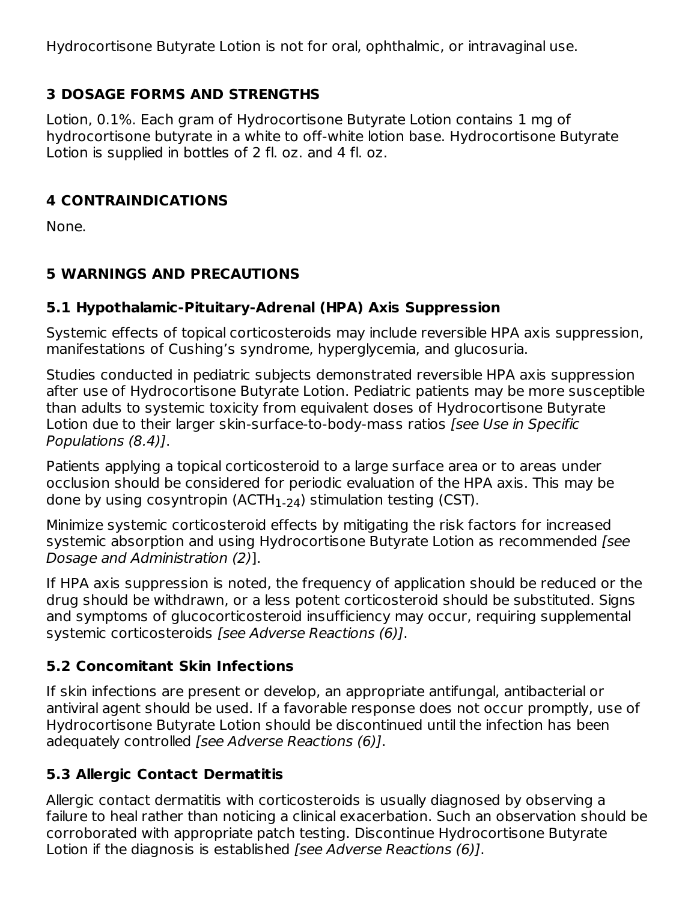Hydrocortisone Butyrate Lotion is not for oral, ophthalmic, or intravaginal use.

## 3 DOSAGE FORMS AND STRENGTHS

Lotion, 0.1%. Each gram of Hydrocortisone Butyrate Lotion contains 1 mg of hydrocortisone butyrate in a white to off-white lotion base. Hydrocortisone Butyrate Lotion is supplied in bottles of 2 fl. oz. and 4 fl. oz.

## 4 CONTRAINDICATIONS

None.

## 5 WARNINGS AND PRECAUTIONS

### 5.1 Hypothalamic-Pituitary-Adrenal (HPA) Axis Suppression

Systemic effects of topical corticosteroids may include reversible HPA axis suppression, manifestations of Cushing's syndrome, hyperglycemia, and glucosuria.

Studies conducted in pediatric subjects demonstrated reversible HPA axis suppression after use of Hydrocortisone Butyrate Lotion. Pediatric patients may be more susceptible than adults to systemic toxicity from equivalent doses of Hydrocortisone Butyrate Lotion due to their larger skin-surface-to-body-mass ratios *[see Use in Specific Populations (8.4)]*.

Patients applying a topical corticosteroid to a large surface area or to areas under occlusion should be considered for periodic evaluation of the HPA axis. This may be done by using cosyntropin ($ACTH_{1-24}$) stimulation testing (CST).

Minimize systemic corticosteroid effects by mitigating the risk factors for increased systemic absorption and using Hydrocortisone Butyrate Lotion as recommended *[see Dosage and Administration (2)*].

If HPA axis suppression is noted, the frequency of application should be reduced or the drug should be withdrawn, or a less potent corticosteroid should be substituted. Signs and symptoms of glucocorticosteroid insufficiency may occur, requiring supplemental systemic corticosteroids *[see Adverse Reactions (6)]*.

### 5.2 Concomitant Skin Infections

If skin infections are present or develop, an appropriate antifungal, antibacterial or antiviral agent should be used. If a favorable response does not occur promptly, use of Hydrocortisone Butyrate Lotion should be discontinued until the infection has been adequately controlled *[see Adverse Reactions (6)]*.

### 5.3 Allergic Contact Dermatitis

Allergic contact dermatitis with corticosteroids is usually diagnosed by observing a failure to heal rather than noticing a clinical exacerbation. Such an observation should be corroborated with appropriate patch testing. Discontinue Hydrocortisone Butyrate Lotion if the diagnosis is established *[see Adverse Reactions (6)]*.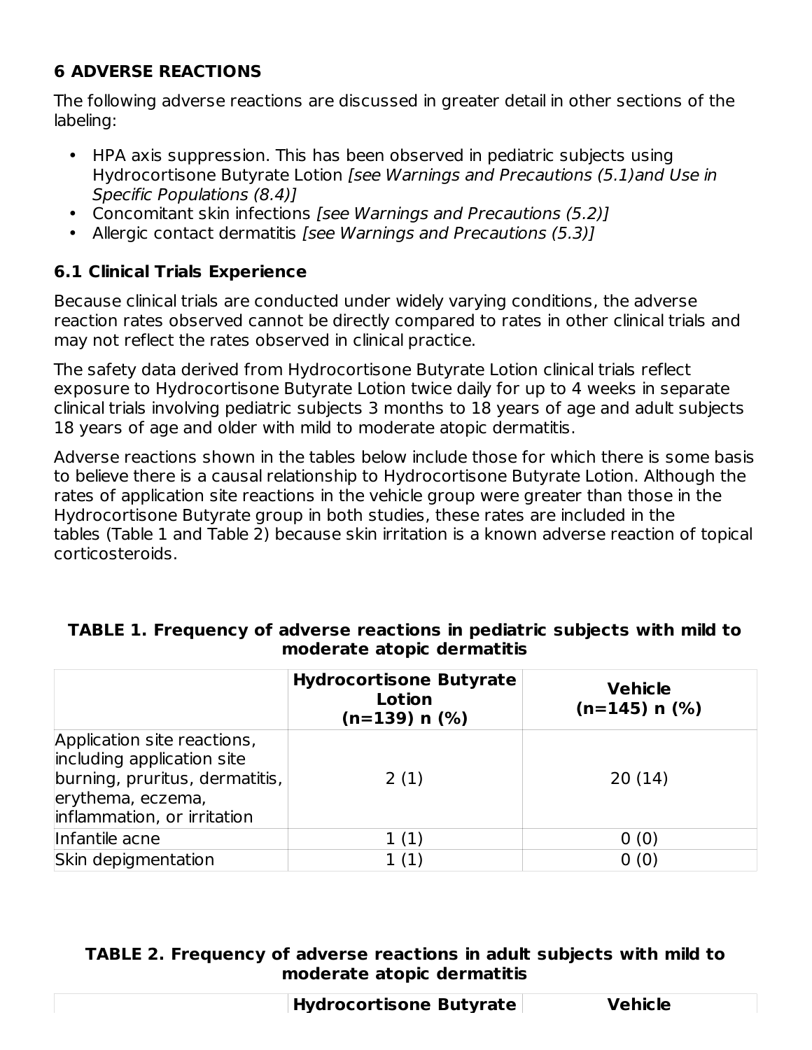## 6 ADVERSE REACTIONS

The following adverse reactions are discussed in greater detail in other sections of the labeling:

- HPA axis suppression. This has been observed in pediatric subjects using Hydrocortisone Butyrate Lotion *[see Warnings and Precautions (5.1)and Use in Specific Populations (8.4)]*
- Concomitant skin infections *[see Warnings and Precautions (5.2)]*
- Allergic contact dermatitis *[see Warnings and Precautions (5.3)]*

### 6.1 Clinical Trials Experience

Because clinical trials are conducted under widely varying conditions, the adverse reaction rates observed cannot be directly compared to rates in other clinical trials and may not reflect the rates observed in clinical practice.

The safety data derived from Hydrocortisone Butyrate Lotion clinical trials reflect exposure to Hydrocortisone Butyrate Lotion twice daily for up to 4 weeks in separate clinical trials involving pediatric subjects 3 months to 18 years of age and adult subjects 18 years of age and older with mild to moderate atopic dermatitis.

Adverse reactions shown in the tables below include those for which there is some basis to believe there is a causal relationship to Hydrocortisone Butyrate Lotion. Although the rates of application site reactions in the vehicle group were greater than those in the Hydrocortisone Butyrate group in both studies, these rates are included in the tables (Table 1 and Table 2) because skin irritation is a known adverse reaction of topical corticosteroids.

**TABLE 1. Frequency of adverse reactions in pediatric subjects with mild to moderate atopic dermatitis**

| | Hydrocortisone Butyrate Lotion (n=139) n (%) | Vehicle (n=145) n (%) |
|---|---|---|
| Application site reactions, including application site burning, pruritus, dermatitis, erythema, eczema, inflammation, or irritation | 2 (1) | 20 (14) |
| Infantile acne | 1 (1) | 0 (0) |
| Skin depigmentation | 1 (1) | 0 (0) |

**TABLE 2. Frequency of adverse reactions in adult subjects with mild to moderate atopic dermatitis**

| | Hydrocortisone Butyrate | Vehicle |
|---|---|---|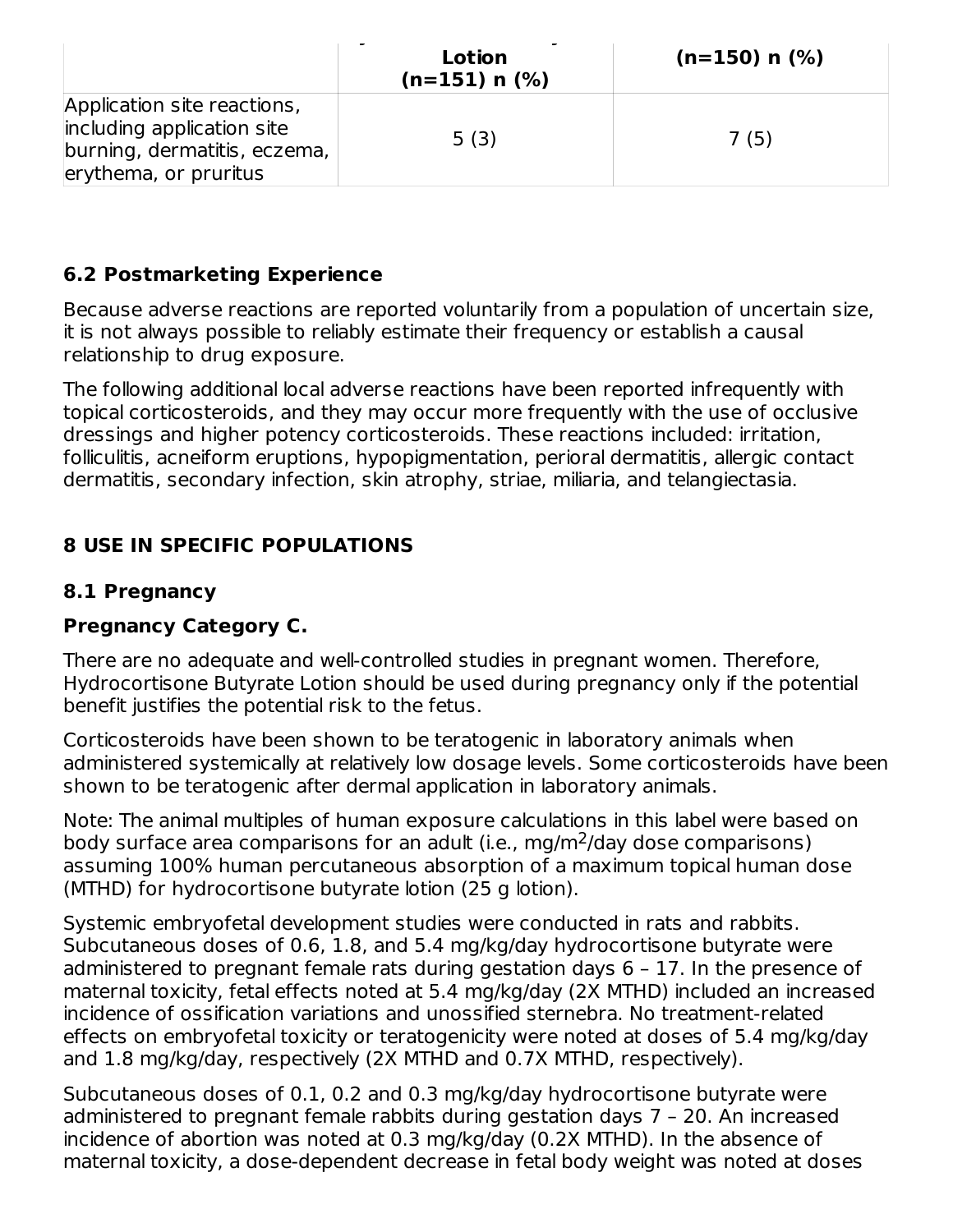| | Lotion (n=151) n (%) | (n=150) n (%) |
|---|---|---|
| Application site reactions, including application site burning, dermatitis, eczema, erythema, or pruritus | 5 (3) | 7 (5) |

### 6.2 Postmarketing Experience

Because adverse reactions are reported voluntarily from a population of uncertain size, it is not always possible to reliably estimate their frequency or establish a causal relationship to drug exposure.

The following additional local adverse reactions have been reported infrequently with topical corticosteroids, and they may occur more frequently with the use of occlusive dressings and higher potency corticosteroids. These reactions included: irritation, folliculitis, acneiform eruptions, hypopigmentation, perioral dermatitis, allergic contact dermatitis, secondary infection, skin atrophy, striae, miliaria, and telangiectasia.

## 8 USE IN SPECIFIC POPULATIONS

### 8.1 Pregnancy

**Pregnancy Category C.**

There are no adequate and well-controlled studies in pregnant women. Therefore, Hydrocortisone Butyrate Lotion should be used during pregnancy only if the potential benefit justifies the potential risk to the fetus.

Corticosteroids have been shown to be teratogenic in laboratory animals when administered systemically at relatively low dosage levels. Some corticosteroids have been shown to be teratogenic after dermal application in laboratory animals.

Note: The animal multiples of human exposure calculations in this label were based on body surface area comparisons for an adult (i.e., mg/m$^2$/day dose comparisons) assuming 100% human percutaneous absorption of a maximum topical human dose (MTHD) for hydrocortisone butyrate lotion (25 g lotion).

Systemic embryofetal development studies were conducted in rats and rabbits. Subcutaneous doses of 0.6, 1.8, and 5.4 mg/kg/day hydrocortisone butyrate were administered to pregnant female rats during gestation days 6 – 17. In the presence of maternal toxicity, fetal effects noted at 5.4 mg/kg/day (2X MTHD) included an increased incidence of ossification variations and unossified sternebra. No treatment-related effects on embryofetal toxicity or teratogenicity were noted at doses of 5.4 mg/kg/day and 1.8 mg/kg/day, respectively (2X MTHD and 0.7X MTHD, respectively).

Subcutaneous doses of 0.1, 0.2 and 0.3 mg/kg/day hydrocortisone butyrate were administered to pregnant female rabbits during gestation days 7 – 20. An increased incidence of abortion was noted at 0.3 mg/kg/day (0.2X MTHD). In the absence of maternal toxicity, a dose-dependent decrease in fetal body weight was noted at doses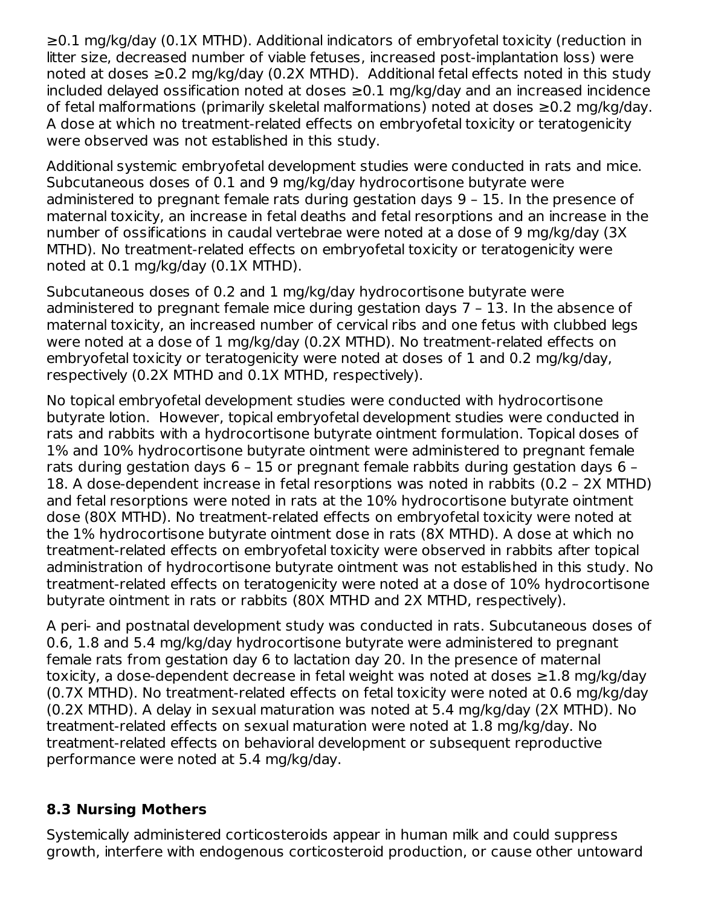≥0.1 mg/kg/day (0.1X MTHD). Additional indicators of embryofetal toxicity (reduction in litter size, decreased number of viable fetuses, increased post-implantation loss) were noted at doses ≥0.2 mg/kg/day (0.2X MTHD). Additional fetal effects noted in this study included delayed ossification noted at doses ≥0.1 mg/kg/day and an increased incidence of fetal malformations (primarily skeletal malformations) noted at doses ≥0.2 mg/kg/day. A dose at which no treatment-related effects on embryofetal toxicity or teratogenicity were observed was not established in this study.

Additional systemic embryofetal development studies were conducted in rats and mice. Subcutaneous doses of 0.1 and 9 mg/kg/day hydrocortisone butyrate were administered to pregnant female rats during gestation days 9 – 15. In the presence of maternal toxicity, an increase in fetal deaths and fetal resorptions and an increase in the number of ossifications in caudal vertebrae were noted at a dose of 9 mg/kg/day (3X MTHD). No treatment-related effects on embryofetal toxicity or teratogenicity were noted at 0.1 mg/kg/day (0.1X MTHD).

Subcutaneous doses of 0.2 and 1 mg/kg/day hydrocortisone butyrate were administered to pregnant female mice during gestation days 7 – 13. In the absence of maternal toxicity, an increased number of cervical ribs and one fetus with clubbed legs were noted at a dose of 1 mg/kg/day (0.2X MTHD). No treatment-related effects on embryofetal toxicity or teratogenicity were noted at doses of 1 and 0.2 mg/kg/day, respectively (0.2X MTHD and 0.1X MTHD, respectively).

No topical embryofetal development studies were conducted with hydrocortisone butyrate lotion. However, topical embryofetal development studies were conducted in rats and rabbits with a hydrocortisone butyrate ointment formulation. Topical doses of 1% and 10% hydrocortisone butyrate ointment were administered to pregnant female rats during gestation days 6 – 15 or pregnant female rabbits during gestation days 6 – 18. A dose-dependent increase in fetal resorptions was noted in rabbits (0.2 – 2X MTHD) and fetal resorptions were noted in rats at the 10% hydrocortisone butyrate ointment dose (80X MTHD). No treatment-related effects on embryofetal toxicity were noted at the 1% hydrocortisone butyrate ointment dose in rats (8X MTHD). A dose at which no treatment-related effects on embryofetal toxicity were observed in rabbits after topical administration of hydrocortisone butyrate ointment was not established in this study. No treatment-related effects on teratogenicity were noted at a dose of 10% hydrocortisone butyrate ointment in rats or rabbits (80X MTHD and 2X MTHD, respectively).

A peri- and postnatal development study was conducted in rats. Subcutaneous doses of 0.6, 1.8 and 5.4 mg/kg/day hydrocortisone butyrate were administered to pregnant female rats from gestation day 6 to lactation day 20. In the presence of maternal toxicity, a dose-dependent decrease in fetal weight was noted at doses ≥1.8 mg/kg/day (0.7X MTHD). No treatment-related effects on fetal toxicity were noted at 0.6 mg/kg/day (0.2X MTHD). A delay in sexual maturation was noted at 5.4 mg/kg/day (2X MTHD). No treatment-related effects on sexual maturation were noted at 1.8 mg/kg/day. No treatment-related effects on behavioral development or subsequent reproductive performance were noted at 5.4 mg/kg/day.

## 8.3 Nursing Mothers

Systemically administered corticosteroids appear in human milk and could suppress growth, interfere with endogenous corticosteroid production, or cause other untoward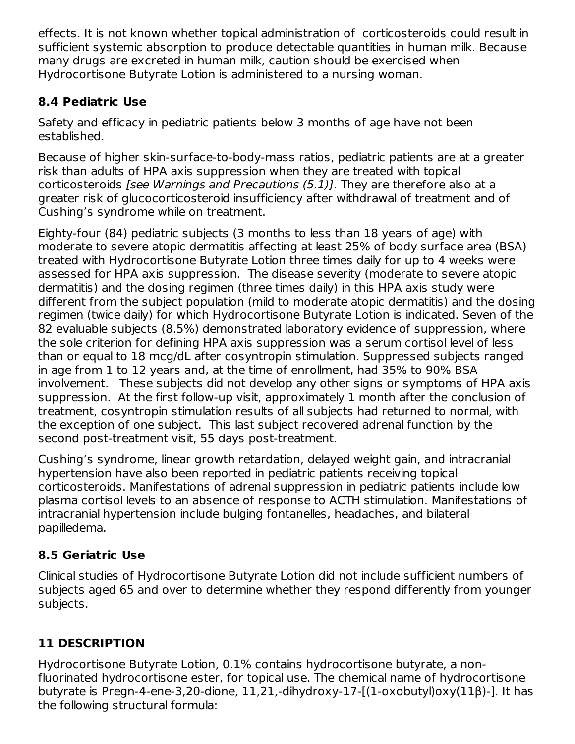effects. It is not known whether topical administration of corticosteroids could result in sufficient systemic absorption to produce detectable quantities in human milk. Because many drugs are excreted in human milk, caution should be exercised when Hydrocortisone Butyrate Lotion is administered to a nursing woman.

### 8.4 Pediatric Use

Safety and efficacy in pediatric patients below 3 months of age have not been established.

Because of higher skin-surface-to-body-mass ratios, pediatric patients are at a greater risk than adults of HPA axis suppression when they are treated with topical corticosteroids *[see Warnings and Precautions (5.1)]*. They are therefore also at a greater risk of glucocorticosteroid insufficiency after withdrawal of treatment and of Cushing's syndrome while on treatment.

Eighty-four (84) pediatric subjects (3 months to less than 18 years of age) with moderate to severe atopic dermatitis affecting at least 25% of body surface area (BSA) treated with Hydrocortisone Butyrate Lotion three times daily for up to 4 weeks were assessed for HPA axis suppression. The disease severity (moderate to severe atopic dermatitis) and the dosing regimen (three times daily) in this HPA axis study were different from the subject population (mild to moderate atopic dermatitis) and the dosing regimen (twice daily) for which Hydrocortisone Butyrate Lotion is indicated. Seven of the 82 evaluable subjects (8.5%) demonstrated laboratory evidence of suppression, where the sole criterion for defining HPA axis suppression was a serum cortisol level of less than or equal to 18 mcg/dL after cosyntropin stimulation. Suppressed subjects ranged in age from 1 to 12 years and, at the time of enrollment, had 35% to 90% BSA involvement. These subjects did not develop any other signs or symptoms of HPA axis suppression. At the first follow-up visit, approximately 1 month after the conclusion of treatment, cosyntropin stimulation results of all subjects had returned to normal, with the exception of one subject. This last subject recovered adrenal function by the second post-treatment visit, 55 days post-treatment.

Cushing's syndrome, linear growth retardation, delayed weight gain, and intracranial hypertension have also been reported in pediatric patients receiving topical corticosteroids. Manifestations of adrenal suppression in pediatric patients include low plasma cortisol levels to an absence of response to ACTH stimulation. Manifestations of intracranial hypertension include bulging fontanelles, headaches, and bilateral papilledema.

### 8.5 Geriatric Use

Clinical studies of Hydrocortisone Butyrate Lotion did not include sufficient numbers of subjects aged 65 and over to determine whether they respond differently from younger subjects.

## 11 DESCRIPTION

Hydrocortisone Butyrate Lotion, 0.1% contains hydrocortisone butyrate, a non-fluorinated hydrocortisone ester, for topical use. The chemical name of hydrocortisone butyrate is Pregn-4-ene-3,20-dione, 11,21,-dihydroxy-17-[(1-oxobutyl)oxy(11β)-]. It has the following structural formula: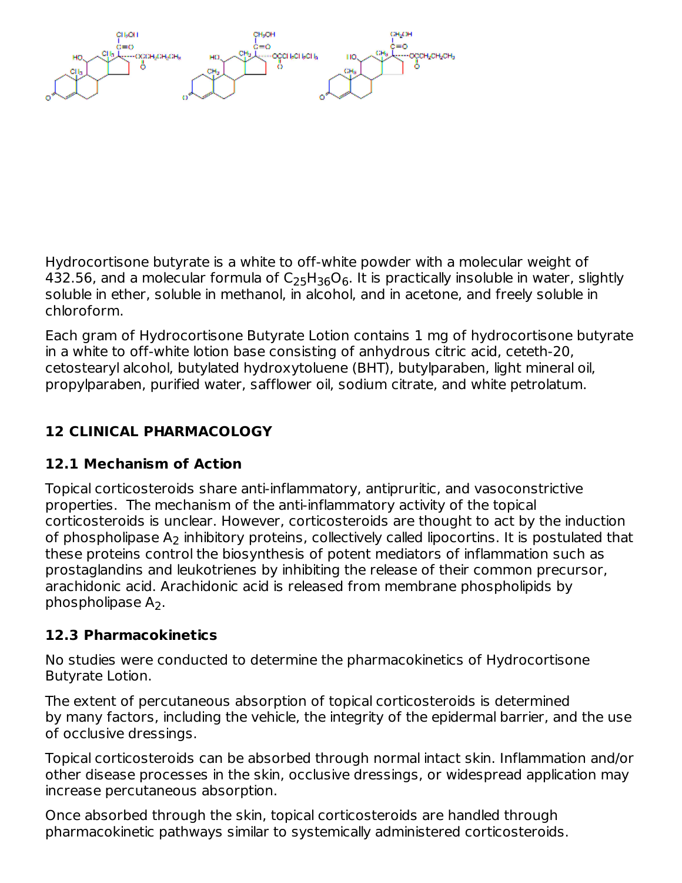Hydrocortisone butyrate is a white to off-white powder with a molecular weight of 432.56, and a molecular formula of $C_{25}H_{36}O_6$. It is practically insoluble in water, slightly soluble in ether, soluble in methanol, in alcohol, and in acetone, and freely soluble in chloroform.

Each gram of Hydrocortisone Butyrate Lotion contains 1 mg of hydrocortisone butyrate in a white to off-white lotion base consisting of anhydrous citric acid, ceteth-20, cetostearyl alcohol, butylated hydroxytoluene (BHT), butylparaben, light mineral oil, propylparaben, purified water, safflower oil, sodium citrate, and white petrolatum.

## 12 CLINICAL PHARMACOLOGY

### 12.1 Mechanism of Action

Topical corticosteroids share anti-inflammatory, antipruritic, and vasoconstrictive properties. The mechanism of the anti-inflammatory activity of the topical corticosteroids is unclear. However, corticosteroids are thought to act by the induction of phospholipase $A_2$ inhibitory proteins, collectively called lipocortins. It is postulated that these proteins control the biosynthesis of potent mediators of inflammation such as prostaglandins and leukotrienes by inhibiting the release of their common precursor, arachidonic acid. Arachidonic acid is released from membrane phospholipids by phospholipase $A_2$.

### 12.3 Pharmacokinetics

No studies were conducted to determine the pharmacokinetics of Hydrocortisone Butyrate Lotion.

The extent of percutaneous absorption of topical corticosteroids is determined by many factors, including the vehicle, the integrity of the epidermal barrier, and the use of occlusive dressings.

Topical corticosteroids can be absorbed through normal intact skin. Inflammation and/or other disease processes in the skin, occlusive dressings, or widespread application may increase percutaneous absorption.

Once absorbed through the skin, topical corticosteroids are handled through pharmacokinetic pathways similar to systemically administered corticosteroids.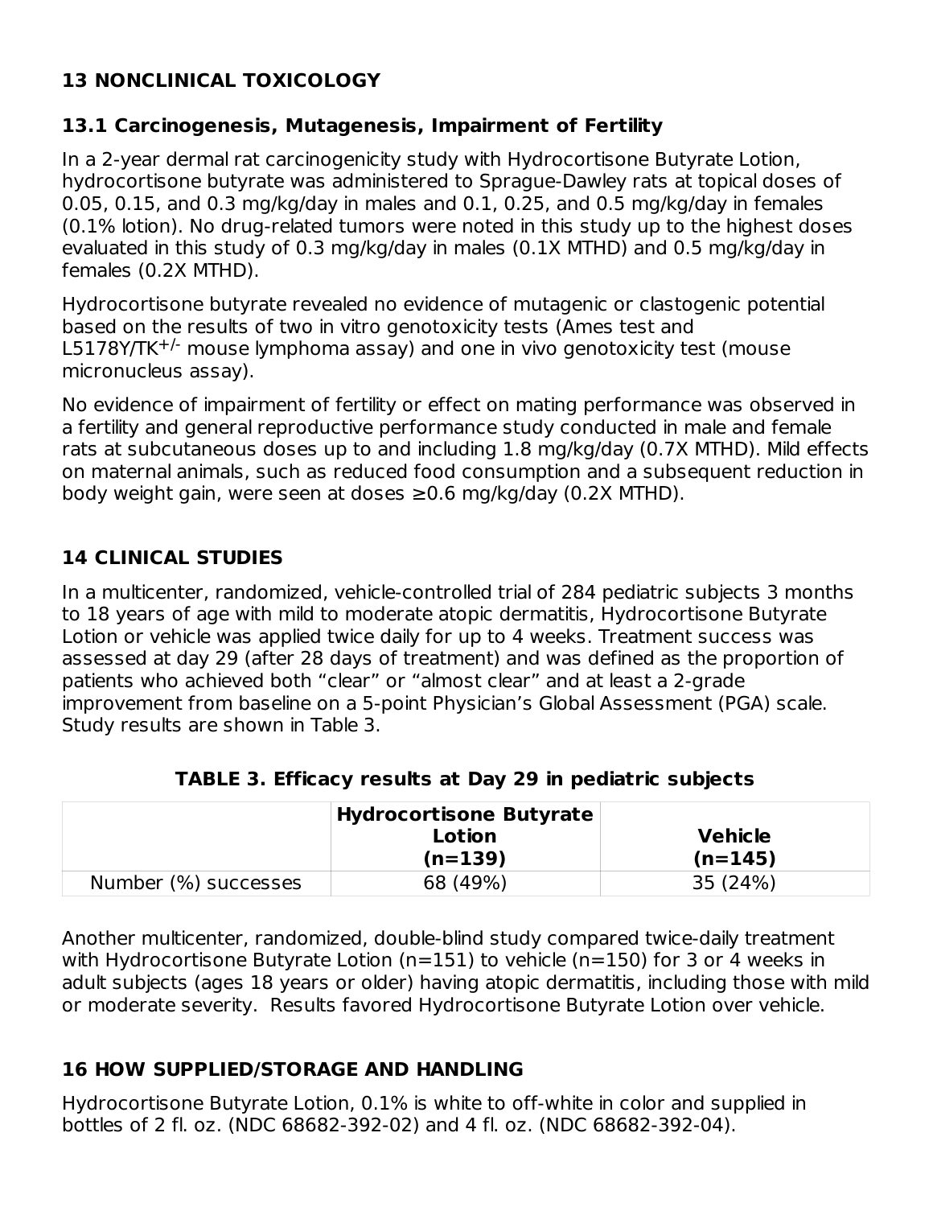## 13 NONCLINICAL TOXICOLOGY

### 13.1 Carcinogenesis, Mutagenesis, Impairment of Fertility

In a 2-year dermal rat carcinogenicity study with Hydrocortisone Butyrate Lotion, hydrocortisone butyrate was administered to Sprague-Dawley rats at topical doses of 0.05, 0.15, and 0.3 mg/kg/day in males and 0.1, 0.25, and 0.5 mg/kg/day in females (0.1% lotion). No drug-related tumors were noted in this study up to the highest doses evaluated in this study of 0.3 mg/kg/day in males (0.1X MTHD) and 0.5 mg/kg/day in females (0.2X MTHD).

Hydrocortisone butyrate revealed no evidence of mutagenic or clastogenic potential based on the results of two in vitro genotoxicity tests (Ames test and L5178Y/TK$^{+/-}$ mouse lymphoma assay) and one in vivo genotoxicity test (mouse micronucleus assay).

No evidence of impairment of fertility or effect on mating performance was observed in a fertility and general reproductive performance study conducted in male and female rats at subcutaneous doses up to and including 1.8 mg/kg/day (0.7X MTHD). Mild effects on maternal animals, such as reduced food consumption and a subsequent reduction in body weight gain, were seen at doses ≥0.6 mg/kg/day (0.2X MTHD).

## 14 CLINICAL STUDIES

In a multicenter, randomized, vehicle-controlled trial of 284 pediatric subjects 3 months to 18 years of age with mild to moderate atopic dermatitis, Hydrocortisone Butyrate Lotion or vehicle was applied twice daily for up to 4 weeks. Treatment success was assessed at day 29 (after 28 days of treatment) and was defined as the proportion of patients who achieved both “clear” or “almost clear” and at least a 2-grade improvement from baseline on a 5-point Physician’s Global Assessment (PGA) scale. Study results are shown in Table 3.

**TABLE 3. Efficacy results at Day 29 in pediatric subjects**

| | Hydrocortisone Butyrate Lotion (n=139) | Vehicle (n=145) |
|---|---|---|
| Number (%) successes | 68 (49%) | 35 (24%) |

Another multicenter, randomized, double-blind study compared twice-daily treatment with Hydrocortisone Butyrate Lotion (n=151) to vehicle (n=150) for 3 or 4 weeks in adult subjects (ages 18 years or older) having atopic dermatitis, including those with mild or moderate severity. Results favored Hydrocortisone Butyrate Lotion over vehicle.

## 16 HOW SUPPLIED/STORAGE AND HANDLING

Hydrocortisone Butyrate Lotion, 0.1% is white to off-white in color and supplied in bottles of 2 fl. oz. (NDC 68682-392-02) and 4 fl. oz. (NDC 68682-392-04).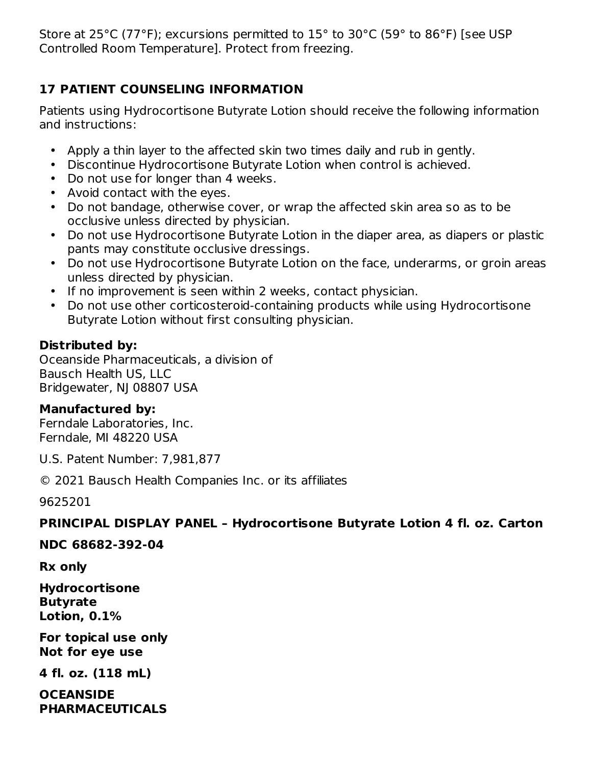Store at 25°C (77°F); excursions permitted to 15° to 30°C (59° to 86°F) [see USP Controlled Room Temperature]. Protect from freezing.

## 17 PATIENT COUNSELING INFORMATION

Patients using Hydrocortisone Butyrate Lotion should receive the following information and instructions:

- Apply a thin layer to the affected skin two times daily and rub in gently.
- Discontinue Hydrocortisone Butyrate Lotion when control is achieved.
- Do not use for longer than 4 weeks.
- Avoid contact with the eyes.
- Do not bandage, otherwise cover, or wrap the affected skin area so as to be occlusive unless directed by physician.
- Do not use Hydrocortisone Butyrate Lotion in the diaper area, as diapers or plastic pants may constitute occlusive dressings.
- Do not use Hydrocortisone Butyrate Lotion on the face, underarms, or groin areas unless directed by physician.
- If no improvement is seen within 2 weeks, contact physician.
- Do not use other corticosteroid-containing products while using Hydrocortisone Butyrate Lotion without first consulting physician.

**Distributed by:**
Oceanside Pharmaceuticals, a division of
Bausch Health US, LLC
Bridgewater, NJ 08807 USA

**Manufactured by:**
Ferndale Laboratories, Inc.
Ferndale, MI 48220 USA

U.S. Patent Number: 7,981,877

© 2021 Bausch Health Companies Inc. or its affiliates

9625201

**PRINCIPAL DISPLAY PANEL – Hydrocortisone Butyrate Lotion 4 fl. oz. Carton**

**NDC 68682-392-04**

**Rx only**

**Hydrocortisone
Butyrate
Lotion, 0.1%**

**For topical use only
Not for eye use**

**4 fl. oz. (118 mL)**

**OCEANSIDE
PHARMACEUTICALS**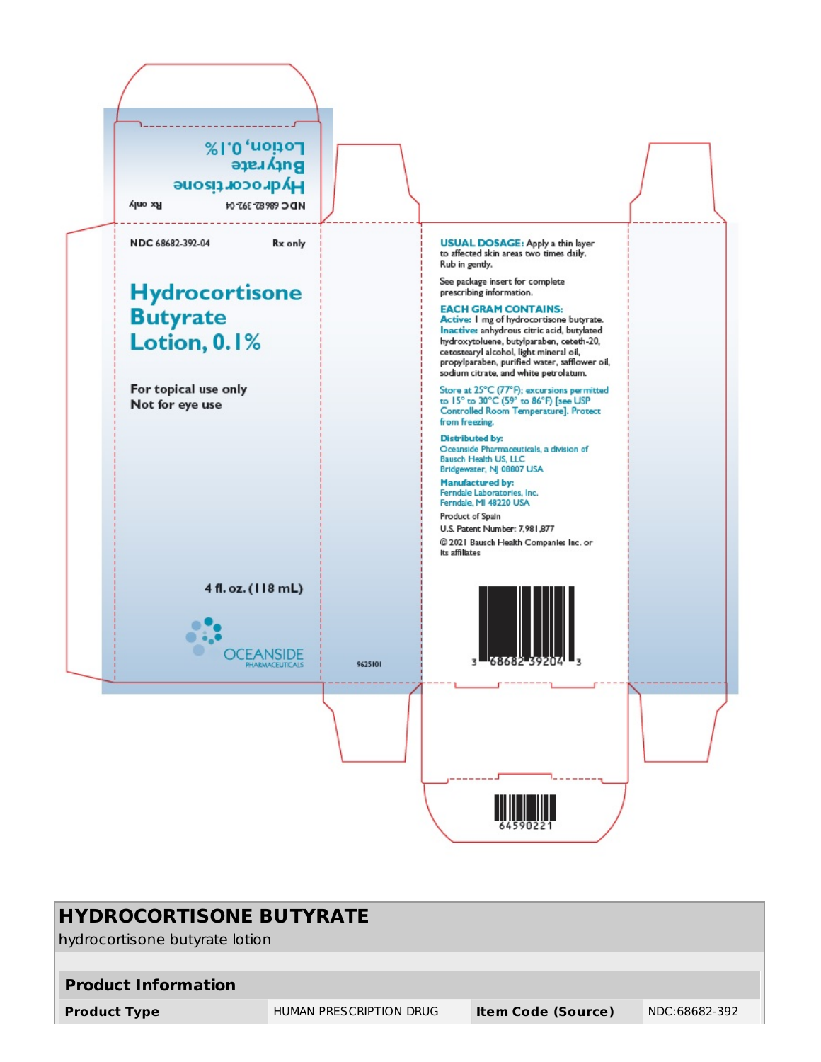NDC 68682-392-04 Rx only

Hydrocortisone Butyrate Lotion, 0.1%

NDC 68682-392-04 Rx only

# Hydrocortisone Butyrate Lotion, 0.1%

For topical use only
Not for eye use

4 fl. oz. (118 mL)

OCEANSIDE PHARMACEUTICALS

9625101

**USUAL DOSAGE:** Apply a thin layer to affected skin areas two times daily. Rub in gently.

See package insert for complete prescribing information.

**EACH GRAM CONTAINS:**
**Active:** 1 mg of hydrocortisone butyrate.
**Inactive:** anhydrous citric acid, butylated hydroxytoluene, butylparaben, ceteth-20, cetostearyl alcohol, light mineral oil, propylparaben, purified water, safflower oil, sodium citrate, and white petrolatum.

Store at 25°C (77°F); excursions permitted to 15° to 30°C (59° to 86°F) [see USP Controlled Room Temperature]. Protect from freezing.

**Distributed by:**
Oceanside Pharmaceuticals, a division of Bausch Health US, LLC
Bridgewater, NJ 08807 USA

**Manufactured by:**
Ferndale Laboratories, Inc.
Ferndale, MI 48220 USA

Product of Spain

U.S. Patent Number: 7,981,877

© 2021 Bausch Health Companies Inc. or its affiliates

3 68682 39204 3

64590221

## HYDROCORTISONE BUTYRATE
hydrocortisone butyrate lotion

| Product Information | | | |
|---|---|---|---|
| **Product Type** | HUMAN PRESCRIPTION DRUG | **Item Code (Source)** | NDC:68682-392 |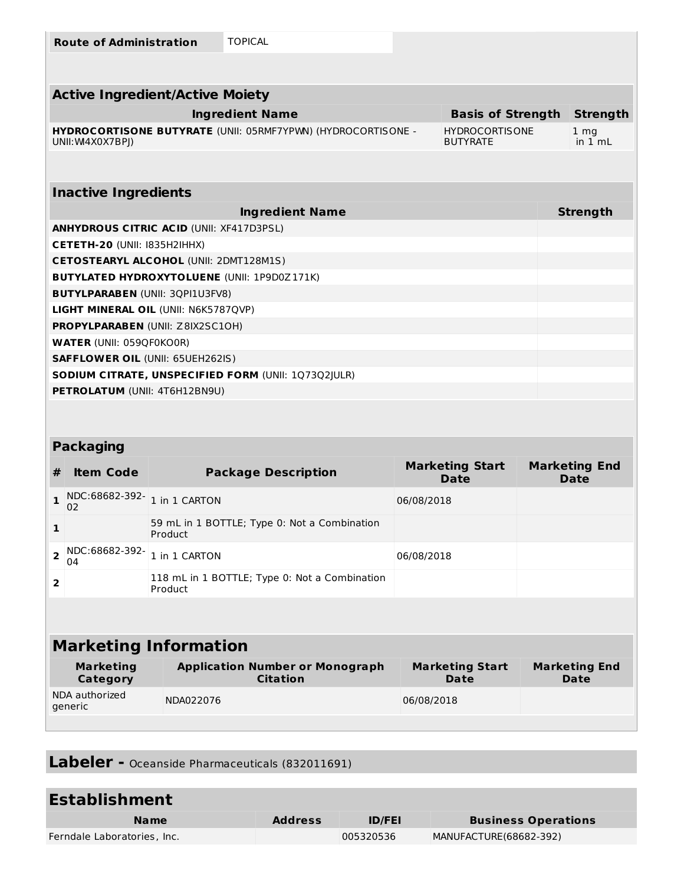| Route of Administration | TOPICAL |
|---|---|

## Active Ingredient/Active Moiety

| Ingredient Name | Basis of Strength | Strength |
|---|---|---|
| **HYDROCORTISONE BUTYRATE** (UNII: 05RMF7YPWN) (HYDROCORTISONE - UNII:WI4X0X7BPJ) | HYDROCORTISONE BUTYRATE | 1 mg in 1 mL |

## Inactive Ingredients

| Ingredient Name | Strength |
|---|---|
| **ANHYDROUS CITRIC ACID** (UNII: XF417D3PSL) | |
| **CETETH-20** (UNII: I835H2IHHX) | |
| **CETOSTEARYL ALCOHOL** (UNII: 2DMT128M1S) | |
| **BUTYLATED HYDROXYTOLUENE** (UNII: 1P9D0Z171K) | |
| **BUTYLPARABEN** (UNII: 3QPI1U3FV8) | |
| **LIGHT MINERAL OIL** (UNII: N6K5787QVP) | |
| **PROPYLPARABEN** (UNII: Z8IX2SC1OH) | |
| **WATER** (UNII: 059QF0KO0R) | |
| **SAFFLOWER OIL** (UNII: 65UEH262IS) | |
| **SODIUM CITRATE, UNSPECIFIED FORM** (UNII: 1Q73Q2JULR) | |
| **PETROLATUM** (UNII: 4T6H12BN9U) | |

## Packaging

| # | Item Code | Package Description | Marketing Start Date | Marketing End Date |
|---|---|---|---|---|
| 1 | NDC:68682-392-02 | 1 in 1 CARTON | 06/08/2018 | |
| 1 | | 59 mL in 1 BOTTLE; Type 0: Not a Combination Product | | |
| 2 | NDC:68682-392-04 | 1 in 1 CARTON | 06/08/2018 | |
| 2 | | 118 mL in 1 BOTTLE; Type 0: Not a Combination Product | | |

## Marketing Information

| Marketing Category | Application Number or Monograph Citation | Marketing Start Date | Marketing End Date |
|---|---|---|---|
| NDA authorized generic | NDA022076 | 06/08/2018 | |

## Labeler - Oceanside Pharmaceuticals (832011691)

## Establishment

| Name | Address | ID/FEI | Business Operations |
|---|---|---|---|
| Ferndale Laboratories, Inc. | | 005320536 | MANUFACTURE(68682-392) |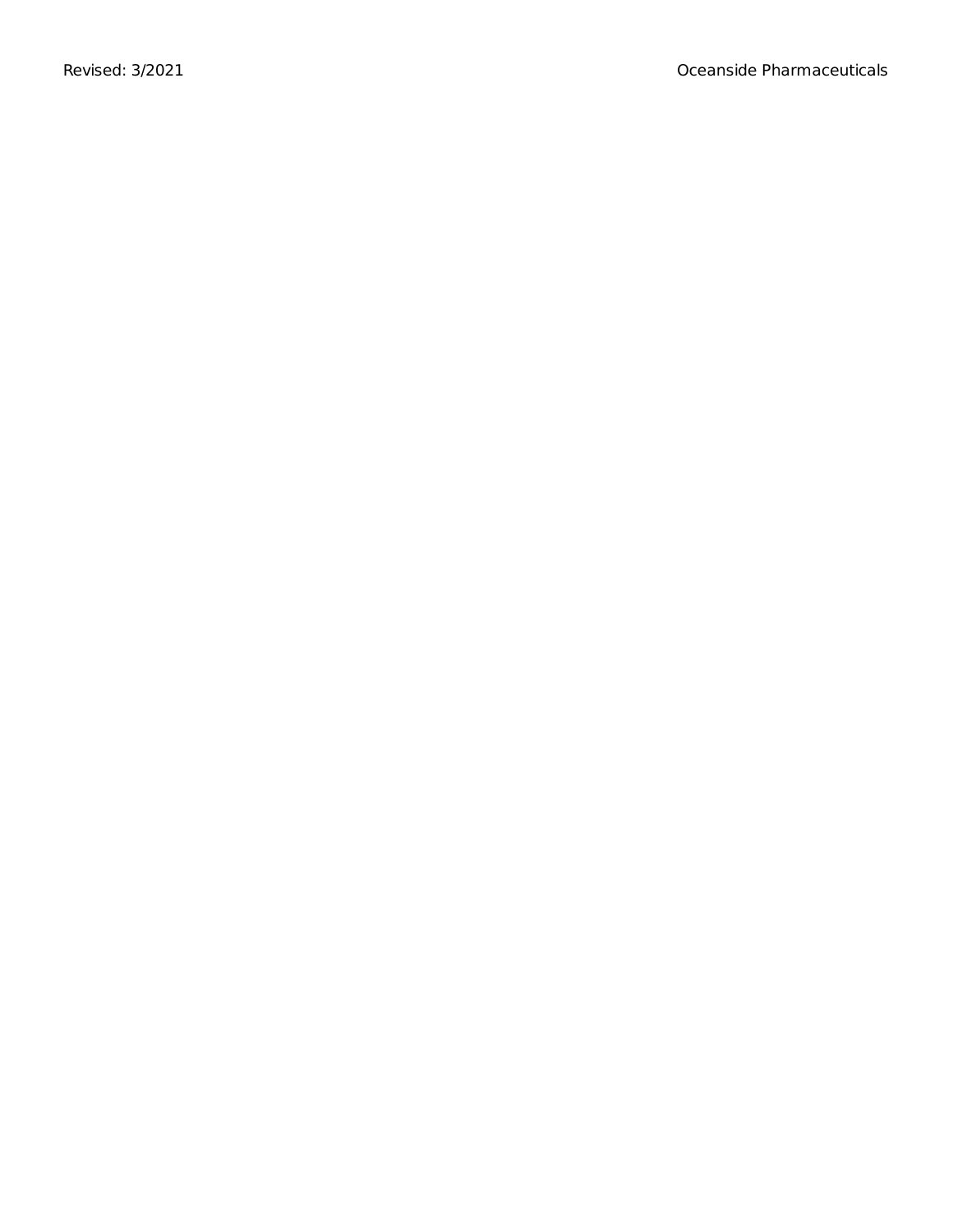Revised: 3/2021

Oceanside Pharmaceuticals